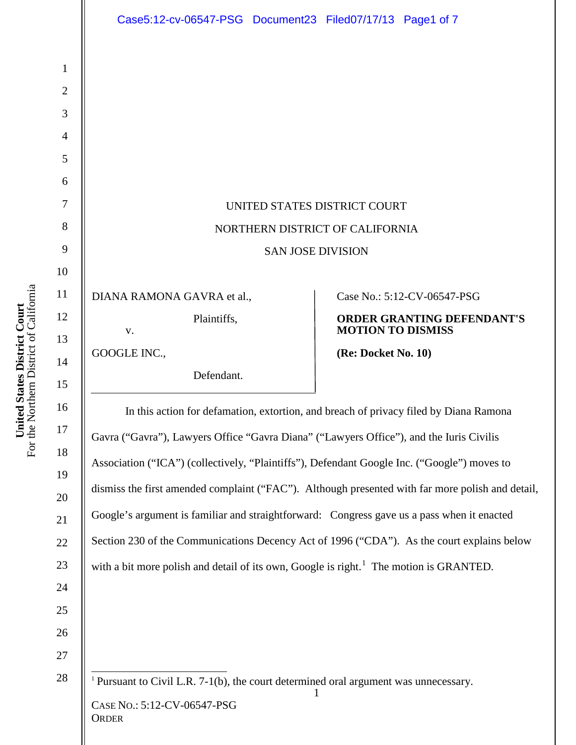UNITED STATES DISTRICT COURT

NORTHERN DISTRICT OF CALIFORNIA

SAN JOSE DIVISION

DIANA RAMONA GAVRA et al.,

Plaintiffs,

v.

GOOGLE INC.,

Defendant.

Case No.: 5:12-CV-06547-PSG

**ORDER GRANTING DEFENDANT'S MOTION TO DISMISS**

**(Re: Docket No. 10)**

In this action for defamation, extortion, and breach of privacy filed by Diana Ramona Gavra ("Gavra"), Lawyers Office "Gavra Diana" ("Lawyers Office"), and the Iuris Civilis Association ("ICA") (collectively, "Plaintiffs"), Defendant Google Inc. ("Google") moves to dismiss the first amended complaint ("FAC"). Although presented with far more polish and detail, Google's argument is familiar and straightforward: Congress gave us a pass when it enacted Section 230 of the Communications Decency Act of 1996 ("CDA"). As the court explains below with a bit more polish and detail of its own, Google is right.[1] The motion is GRANTED.

[1] Pursuant to Civil L.R. 7-1(b), the court determined oral argument was unnecessary.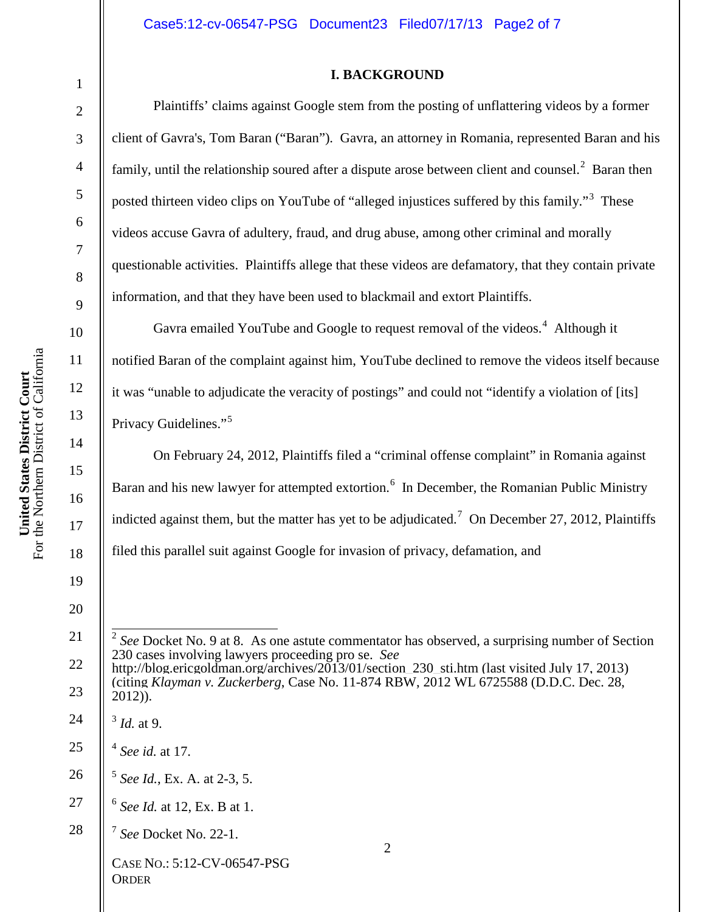## I. BACKGROUND

Plaintiffs' claims against Google stem from the posting of unflattering videos by a former client of Gavra's, Tom Baran ("Baran"). Gavra, an attorney in Romania, represented Baran and his family, until the relationship soured after a dispute arose between client and counsel.[2] Baran then posted thirteen video clips on YouTube of "alleged injustices suffered by this family."[3] These videos accuse Gavra of adultery, fraud, and drug abuse, among other criminal and morally questionable activities. Plaintiffs allege that these videos are defamatory, that they contain private information, and that they have been used to blackmail and extort Plaintiffs.

Gavra emailed YouTube and Google to request removal of the videos.[4] Although it notified Baran of the complaint against him, YouTube declined to remove the videos itself because it was "unable to adjudicate the veracity of postings" and could not "identify a violation of [its] Privacy Guidelines."[5]

On February 24, 2012, Plaintiffs filed a "criminal offense complaint" in Romania against Baran and his new lawyer for attempted extortion.[6] In December, the Romanian Public Ministry indicted against them, but the matter has yet to be adjudicated.[7] On December 27, 2012, Plaintiffs filed this parallel suit against Google for invasion of privacy, defamation, and

---

[2] *See* Docket No. 9 at 8. As one astute commentator has observed, a surprising number of Section 230 cases involving lawyers proceeding pro se. *See* http://blog.ericgoldman.org/archives/2013/01/section_230_sti.htm (last visited July 17, 2013) (citing *Klayman v. Zuckerberg*, Case No. 11-874 RBW, 2012 WL 6725588 (D.D.C. Dec. 28, 2012)).

[3] *Id.* at 9.

[4] *See id.* at 17.

[5] *See Id.*, Ex. A. at 2-3, 5.

[6] *See Id.* at 12, Ex. B at 1.

[7] *See* Docket No. 22-1.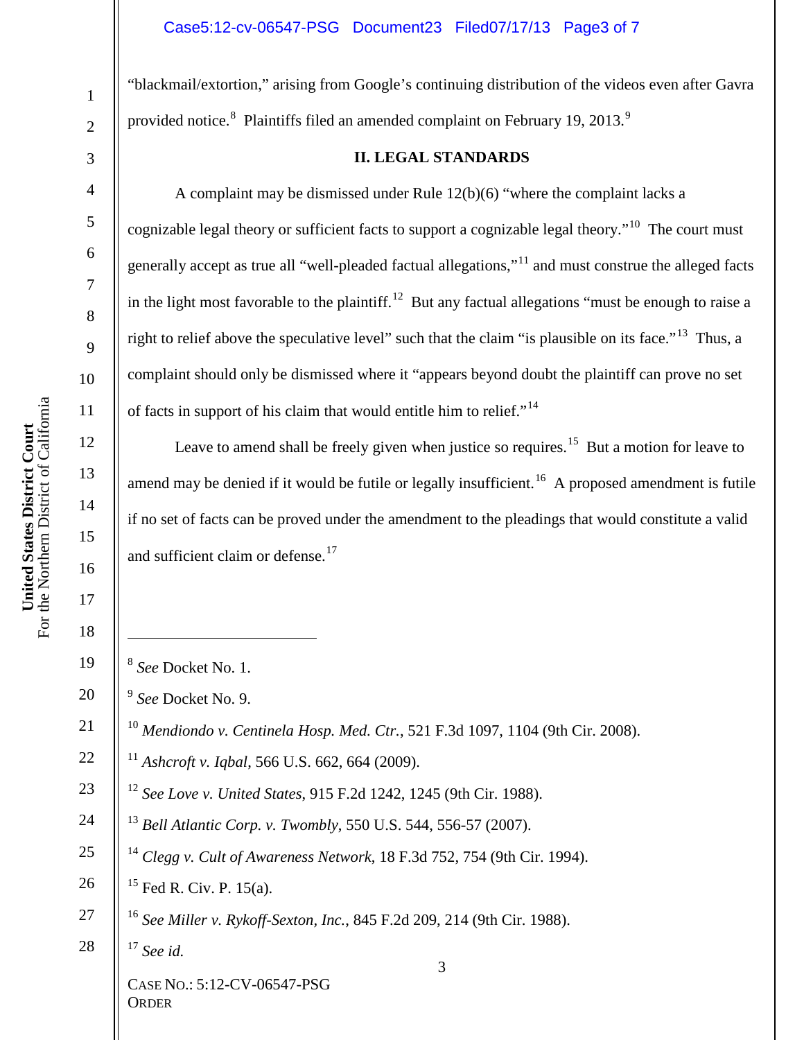"blackmail/extortion," arising from Google's continuing distribution of the videos even after Gavra provided notice.[8] Plaintiffs filed an amended complaint on February 19, 2013.[9]

## II. LEGAL STANDARDS

A complaint may be dismissed under Rule 12(b)(6) "where the complaint lacks a cognizable legal theory or sufficient facts to support a cognizable legal theory."[10] The court must generally accept as true all "well-pleaded factual allegations,"[11] and must construe the alleged facts in the light most favorable to the plaintiff.[12] But any factual allegations "must be enough to raise a right to relief above the speculative level" such that the claim "is plausible on its face."[13] Thus, a complaint should only be dismissed where it "appears beyond doubt the plaintiff can prove no set of facts in support of his claim that would entitle him to relief."[14]

Leave to amend shall be freely given when justice so requires.[15] But a motion for leave to amend may be denied if it would be futile or legally insufficient.[16] A proposed amendment is futile if no set of facts can be proved under the amendment to the pleadings that would constitute a valid and sufficient claim or defense.[17]

---

[8] *See* Docket No. 1.

[9] *See* Docket No. 9.

[10] *Mendiondo v. Centinela Hosp. Med. Ctr.*, 521 F.3d 1097, 1104 (9th Cir. 2008).

[11] *Ashcroft v. Iqbal*, 566 U.S. 662, 664 (2009).

[12] *See Love v. United States*, 915 F.2d 1242, 1245 (9th Cir. 1988).

[13] *Bell Atlantic Corp. v. Twombly*, 550 U.S. 544, 556-57 (2007).

[14] *Clegg v. Cult of Awareness Network*, 18 F.3d 752, 754 (9th Cir. 1994).

[15] Fed R. Civ. P. 15(a).

[16] *See Miller v. Rykoff-Sexton, Inc.*, 845 F.2d 209, 214 (9th Cir. 1988).

[17] *See id.*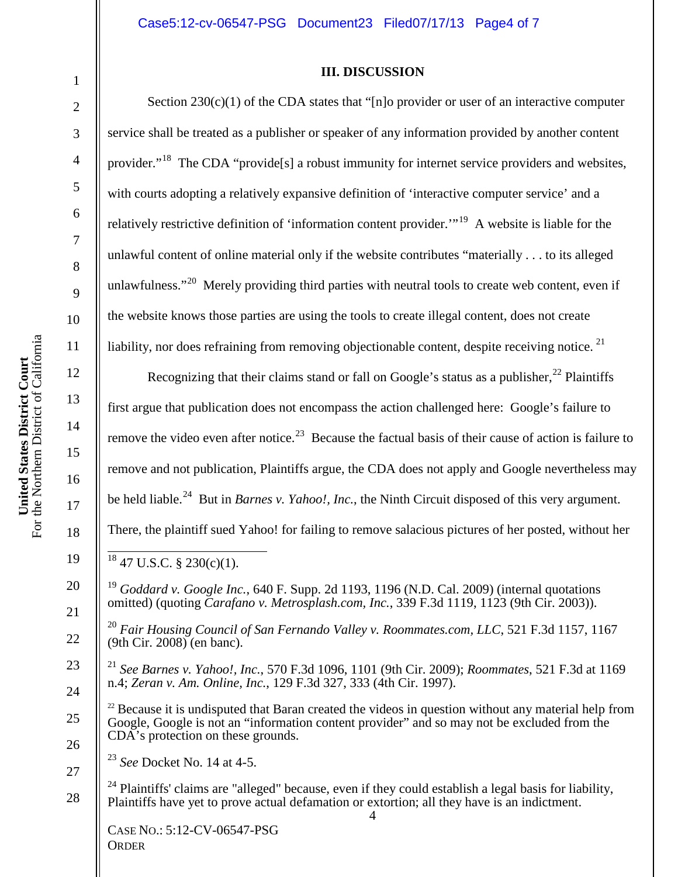## III. DISCUSSION

Section 230(c)(1) of the CDA states that "[n]o provider or user of an interactive computer service shall be treated as a publisher or speaker of any information provided by another content provider."[18] The CDA "provide[s] a robust immunity for internet service providers and websites, with courts adopting a relatively expansive definition of 'interactive computer service' and a relatively restrictive definition of 'information content provider.'"[19] A website is liable for the unlawful content of online material only if the website contributes "materially . . . to its alleged unlawfulness."[20] Merely providing third parties with neutral tools to create web content, even if the website knows those parties are using the tools to create illegal content, does not create liability, nor does refraining from removing objectionable content, despite receiving notice.[21]

Recognizing that their claims stand or fall on Google's status as a publisher,[22] Plaintiffs first argue that publication does not encompass the action challenged here: Google's failure to remove the video even after notice.[23] Because the factual basis of their cause of action is failure to remove and not publication, Plaintiffs argue, the CDA does not apply and Google nevertheless may be held liable.[24] But in *Barnes v. Yahoo!, Inc.*, the Ninth Circuit disposed of this very argument. There, the plaintiff sued Yahoo! for failing to remove salacious pictures of her posted, without her

---

[18] 47 U.S.C. § 230(c)(1).

[19] *Goddard v. Google Inc.*, 640 F. Supp. 2d 1193, 1196 (N.D. Cal. 2009) (internal quotations omitted) (quoting *Carafano v. Metrosplash.com, Inc.*, 339 F.3d 1119, 1123 (9th Cir. 2003)).

[20] *Fair Housing Council of San Fernando Valley v. Roommates.com, LLC*, 521 F.3d 1157, 1167 (9th Cir. 2008) (en banc).

[21] *See Barnes v. Yahoo!, Inc.*, 570 F.3d 1096, 1101 (9th Cir. 2009); *Roommates*, 521 F.3d at 1169 n.4; *Zeran v. Am. Online, Inc.*, 129 F.3d 327, 333 (4th Cir. 1997).

[22] Because it is undisputed that Baran created the videos in question without any material help from Google, Google is not an "information content provider" and so may not be excluded from the CDA's protection on these grounds.

[23] *See* Docket No. 14 at 4-5.

[24] Plaintiffs' claims are "alleged" because, even if they could establish a legal basis for liability, Plaintiffs have yet to prove actual defamation or extortion; all they have is an indictment.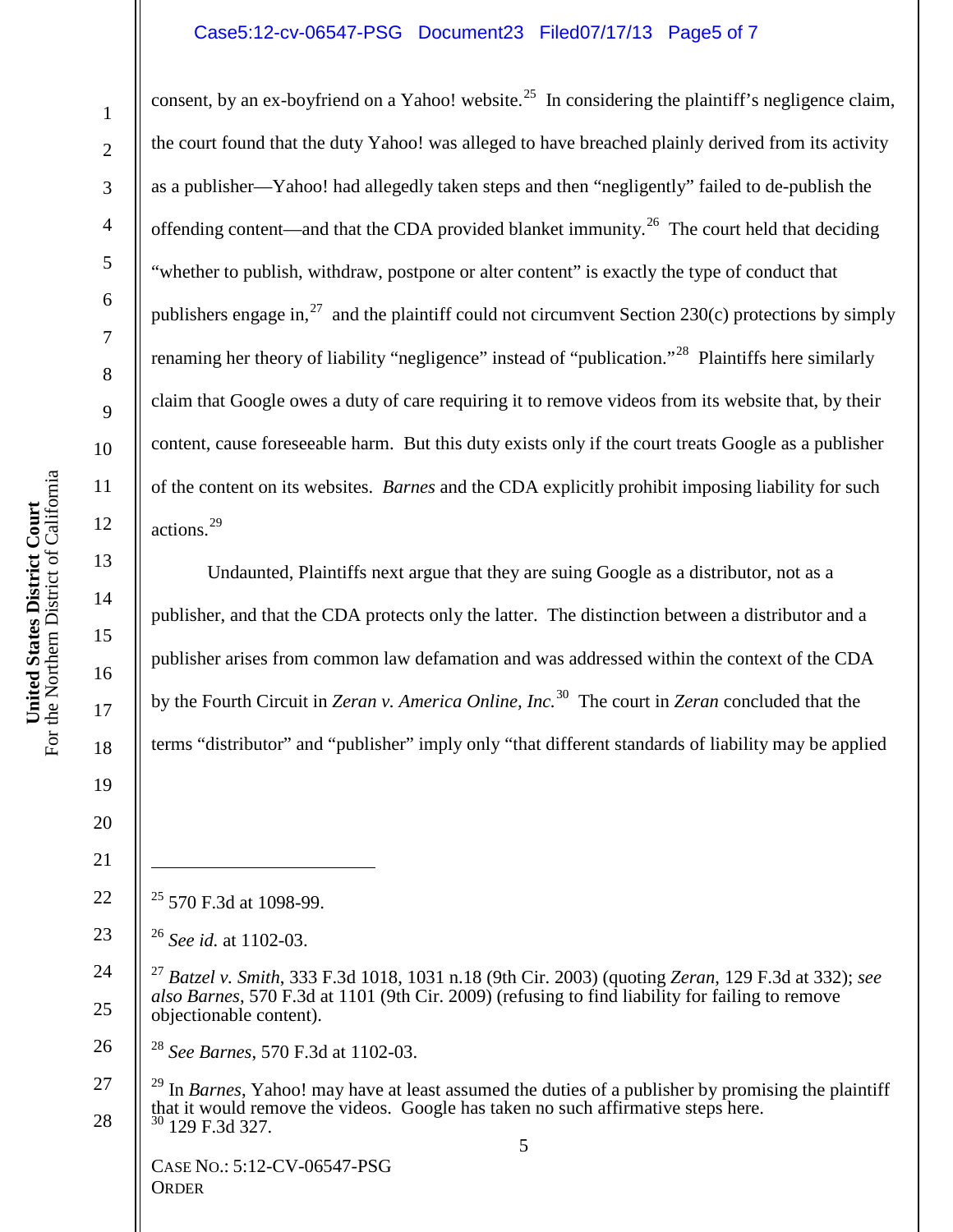consent, by an ex-boyfriend on a Yahoo! website.[25] In considering the plaintiff's negligence claim, the court found that the duty Yahoo! was alleged to have breached plainly derived from its activity as a publisher—Yahoo! had allegedly taken steps and then "negligently" failed to de-publish the offending content—and that the CDA provided blanket immunity.[26] The court held that deciding "whether to publish, withdraw, postpone or alter content" is exactly the type of conduct that publishers engage in,[27] and the plaintiff could not circumvent Section 230(c) protections by simply renaming her theory of liability "negligence" instead of "publication."[28] Plaintiffs here similarly claim that Google owes a duty of care requiring it to remove videos from its website that, by their content, cause foreseeable harm. But this duty exists only if the court treats Google as a publisher of the content on its websites. *Barnes* and the CDA explicitly prohibit imposing liability for such actions.[29]

Undaunted, Plaintiffs next argue that they are suing Google as a distributor, not as a publisher, and that the CDA protects only the latter. The distinction between a distributor and a publisher arises from common law defamation and was addressed within the context of the CDA by the Fourth Circuit in *Zeran v. America Online, Inc.*[30] The court in *Zeran* concluded that the terms "distributor" and "publisher" imply only "that different standards of liability may be applied

---

[25] 570 F.3d at 1098-99.

[26] *See id.* at 1102-03.

[27] *Batzel v. Smith*, 333 F.3d 1018, 1031 n.18 (9th Cir. 2003) (quoting *Zeran*, 129 F.3d at 332); *see also Barnes*, 570 F.3d at 1101 (9th Cir. 2009) (refusing to find liability for failing to remove objectionable content).

[28] *See Barnes*, 570 F.3d at 1102-03.

[29] In *Barnes*, Yahoo! may have at least assumed the duties of a publisher by promising the plaintiff that it would remove the videos. Google has taken no such affirmative steps here.

[30] 129 F.3d 327.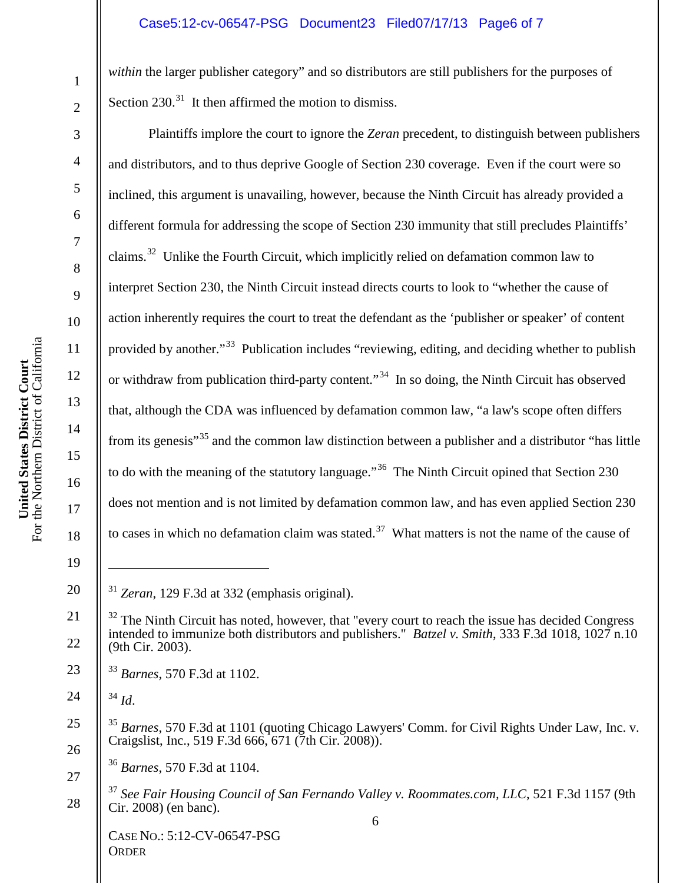*within* the larger publisher category" and so distributors are still publishers for the purposes of Section 230.[31] It then affirmed the motion to dismiss.

Plaintiffs implore the court to ignore the *Zeran* precedent, to distinguish between publishers and distributors, and to thus deprive Google of Section 230 coverage. Even if the court were so inclined, this argument is unavailing, however, because the Ninth Circuit has already provided a different formula for addressing the scope of Section 230 immunity that still precludes Plaintiffs' claims.[32] Unlike the Fourth Circuit, which implicitly relied on defamation common law to interpret Section 230, the Ninth Circuit instead directs courts to look to "whether the cause of action inherently requires the court to treat the defendant as the 'publisher or speaker' of content provided by another."[33] Publication includes "reviewing, editing, and deciding whether to publish or withdraw from publication third-party content."[34] In so doing, the Ninth Circuit has observed that, although the CDA was influenced by defamation common law, "a law's scope often differs from its genesis"[35] and the common law distinction between a publisher and a distributor "has little to do with the meaning of the statutory language."[36] The Ninth Circuit opined that Section 230 does not mention and is not limited by defamation common law, and has even applied Section 230 to cases in which no defamation claim was stated.[37] What matters is not the name of the cause of

---

[31] *Zeran*, 129 F.3d at 332 (emphasis original).

[32] The Ninth Circuit has noted, however, that "every court to reach the issue has decided Congress intended to immunize both distributors and publishers." *Batzel v. Smith*, 333 F.3d 1018, 1027 n.10 (9th Cir. 2003).

[33] *Barnes*, 570 F.3d at 1102.

[34] *Id*.

[35] *Barnes*, 570 F.3d at 1101 (quoting Chicago Lawyers' Comm. for Civil Rights Under Law, Inc. v. Craigslist, Inc., 519 F.3d 666, 671 (7th Cir. 2008)).

[36] *Barnes*, 570 F.3d at 1104.

[37] *See Fair Housing Council of San Fernando Valley v. Roommates.com, LLC*, 521 F.3d 1157 (9th Cir. 2008) (en banc).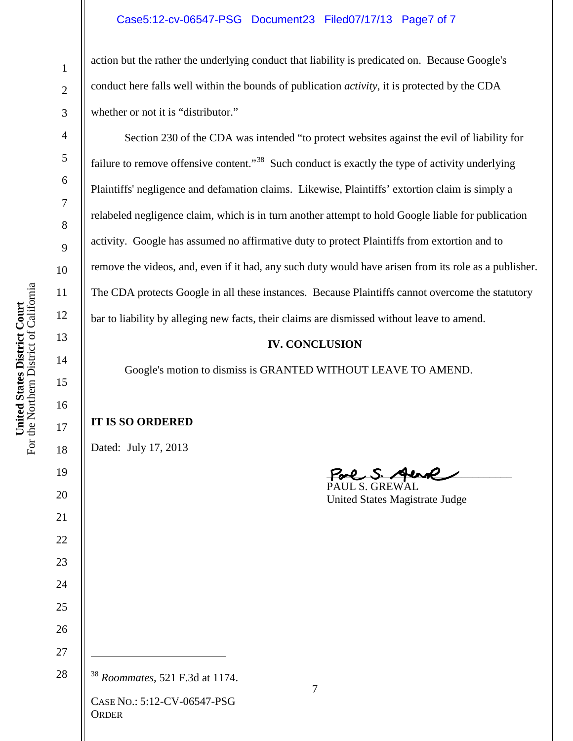action but the rather the underlying conduct that liability is predicated on. Because Google's conduct here falls well within the bounds of publication *activity*, it is protected by the CDA whether or not it is "distributor."

Section 230 of the CDA was intended "to protect websites against the evil of liability for failure to remove offensive content."[38] Such conduct is exactly the type of activity underlying Plaintiffs' negligence and defamation claims. Likewise, Plaintiffs' extortion claim is simply a relabeled negligence claim, which is in turn another attempt to hold Google liable for publication activity. Google has assumed no affirmative duty to protect Plaintiffs from extortion and to remove the videos, and, even if it had, any such duty would have arisen from its role as a publisher. The CDA protects Google in all these instances. Because Plaintiffs cannot overcome the statutory bar to liability by alleging new facts, their claims are dismissed without leave to amend.

## IV. CONCLUSION

Google's motion to dismiss is GRANTED WITHOUT LEAVE TO AMEND.

**IT IS SO ORDERED**

Dated: July 17, 2013

PAUL S. GREWAL
United States Magistrate Judge

---

[38] *Roommates*, 521 F.3d at 1174.

CASE NO.: 5:12-CV-06547-PSG
ORDER